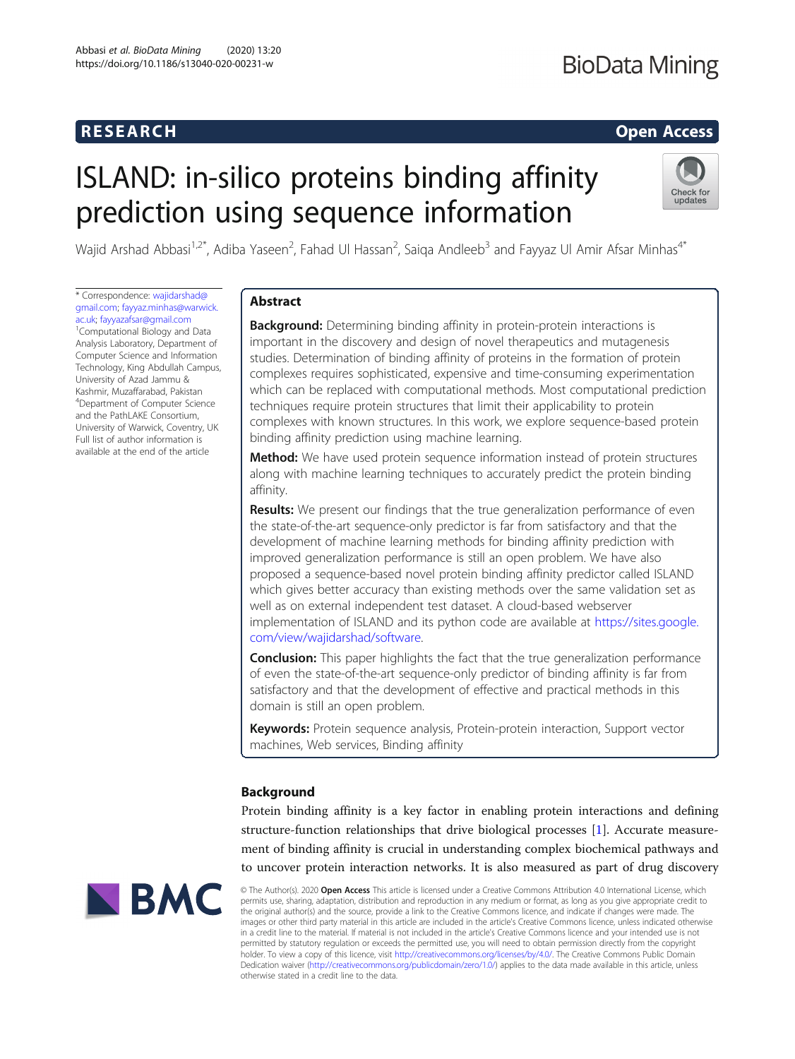RESEARCH

Open Access

# ISLAND: in-silico proteins binding affinity prediction using sequence information

Wajid Arshad Abbasi[1,2*], Adiba Yaseen[2], Fahad Ul Hassan[2], Saiqa Andleeb[3] and Fayyaz Ul Amir Afsar Minhas[4*]

* Correspondence: wajidarshad@gmail.com; fayyaz.minhas@warwick.ac.uk; fayyazafsar@gmail.com
[1]Computational Biology and Data Analysis Laboratory, Department of Computer Science and Information Technology, King Abdullah Campus, University of Azad Jammu & Kashmir, Muzaffarabad, Pakistan
[4]Department of Computer Science and the PathLAKE Consortium, University of Warwick, Coventry, UK
Full list of author information is available at the end of the article

## Abstract

**Background:** Determining binding affinity in protein-protein interactions is important in the discovery and design of novel therapeutics and mutagenesis studies. Determination of binding affinity of proteins in the formation of protein complexes requires sophisticated, expensive and time-consuming experimentation which can be replaced with computational methods. Most computational prediction techniques require protein structures that limit their applicability to protein complexes with known structures. In this work, we explore sequence-based protein binding affinity prediction using machine learning.

**Method:** We have used protein sequence information instead of protein structures along with machine learning techniques to accurately predict the protein binding affinity.

**Results:** We present our findings that the true generalization performance of even the state-of-the-art sequence-only predictor is far from satisfactory and that the development of machine learning methods for binding affinity prediction with improved generalization performance is still an open problem. We have also proposed a sequence-based novel protein binding affinity predictor called ISLAND which gives better accuracy than existing methods over the same validation set as well as on external independent test dataset. A cloud-based webserver implementation of ISLAND and its python code are available at https://sites.google.com/view/wajidarshad/software.

**Conclusion:** This paper highlights the fact that the true generalization performance of even the state-of-the-art sequence-only predictor of binding affinity is far from satisfactory and that the development of effective and practical methods in this domain is still an open problem.

**Keywords:** Protein sequence analysis, Protein-protein interaction, Support vector machines, Web services, Binding affinity

## Background

Protein binding affinity is a key factor in enabling protein interactions and defining structure-function relationships that drive biological processes [1]. Accurate measurement of binding affinity is crucial in understanding complex biochemical pathways and to uncover protein interaction networks. It is also measured as part of drug discovery

© The Author(s). 2020 **Open Access** This article is licensed under a Creative Commons Attribution 4.0 International License, which permits use, sharing, adaptation, distribution and reproduction in any medium or format, as long as you give appropriate credit to the original author(s) and the source, provide a link to the Creative Commons licence, and indicate if changes were made. The images or other third party material in this article are included in the article's Creative Commons licence, unless indicated otherwise in a credit line to the material. If material is not included in the article's Creative Commons licence and your intended use is not permitted by statutory regulation or exceeds the permitted use, you will need to obtain permission directly from the copyright holder. To view a copy of this licence, visit http://creativecommons.org/licenses/by/4.0/. The Creative Commons Public Domain Dedication waiver (http://creativecommons.org/publicdomain/zero/1.0/) applies to the data made available in this article, unless otherwise stated in a credit line to the data.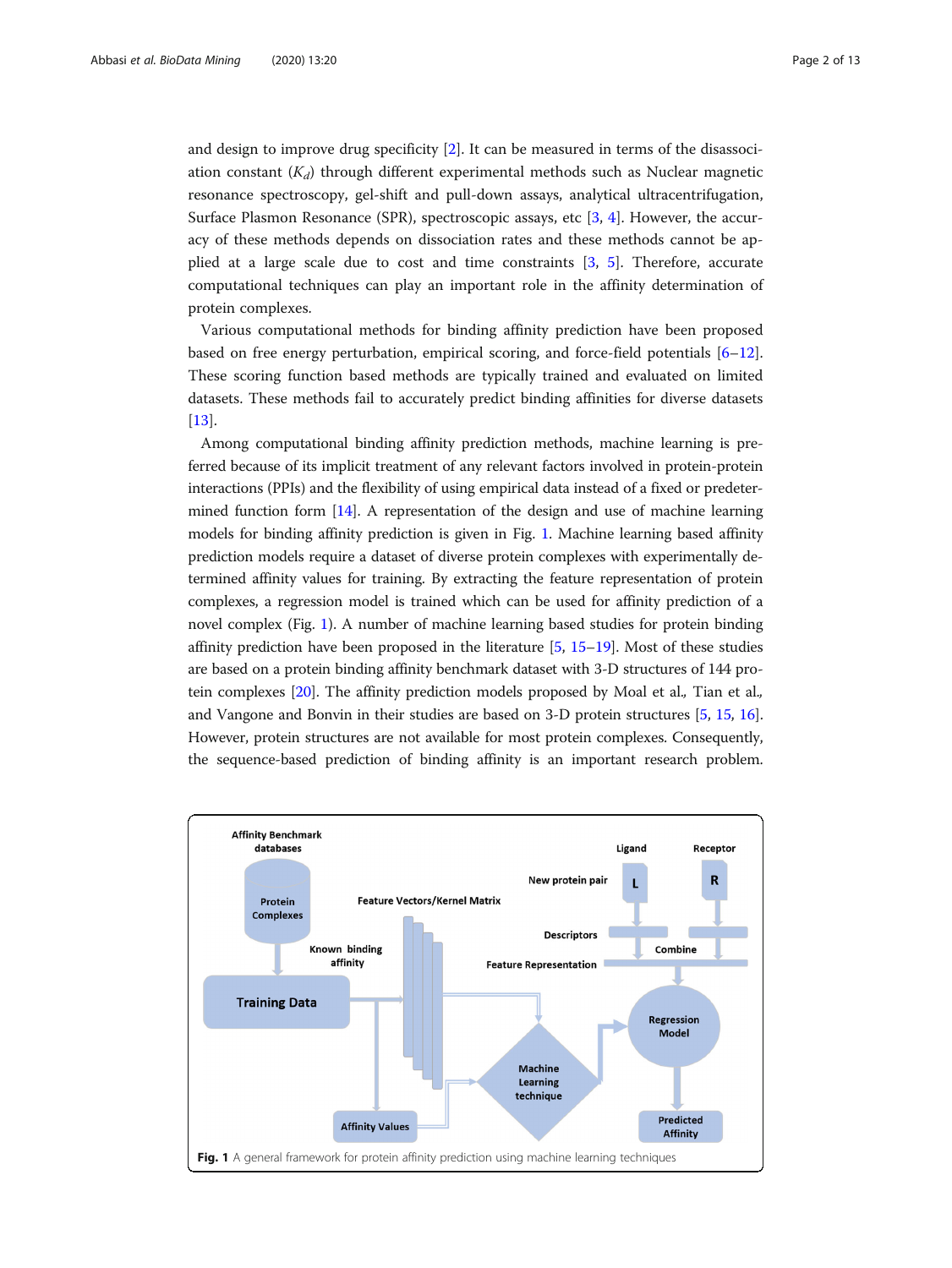and design to improve drug specificity [2]. It can be measured in terms of the disassociation constant ($K_d$) through different experimental methods such as Nuclear magnetic resonance spectroscopy, gel-shift and pull-down assays, analytical ultracentrifugation, Surface Plasmon Resonance (SPR), spectroscopic assays, etc [3, 4]. However, the accuracy of these methods depends on dissociation rates and these methods cannot be applied at a large scale due to cost and time constraints [3, 5]. Therefore, accurate computational techniques can play an important role in the affinity determination of protein complexes.

Various computational methods for binding affinity prediction have been proposed based on free energy perturbation, empirical scoring, and force-field potentials [6–12]. These scoring function based methods are typically trained and evaluated on limited datasets. These methods fail to accurately predict binding affinities for diverse datasets [13].

Among computational binding affinity prediction methods, machine learning is preferred because of its implicit treatment of any relevant factors involved in protein-protein interactions (PPIs) and the flexibility of using empirical data instead of a fixed or predetermined function form [14]. A representation of the design and use of machine learning models for binding affinity prediction is given in Fig. 1. Machine learning based affinity prediction models require a dataset of diverse protein complexes with experimentally determined affinity values for training. By extracting the feature representation of protein complexes, a regression model is trained which can be used for affinity prediction of a novel complex (Fig. 1). A number of machine learning based studies for protein binding affinity prediction have been proposed in the literature [5, 15–19]. Most of these studies are based on a protein binding affinity benchmark dataset with 3-D structures of 144 protein complexes [20]. The affinity prediction models proposed by Moal et al., Tian et al., and Vangone and Bonvin in their studies are based on 3-D protein structures [5, 15, 16]. However, protein structures are not available for most protein complexes. Consequently, the sequence-based prediction of binding affinity is an important research problem.

**Fig. 1** A general framework for protein affinity prediction using machine learning techniques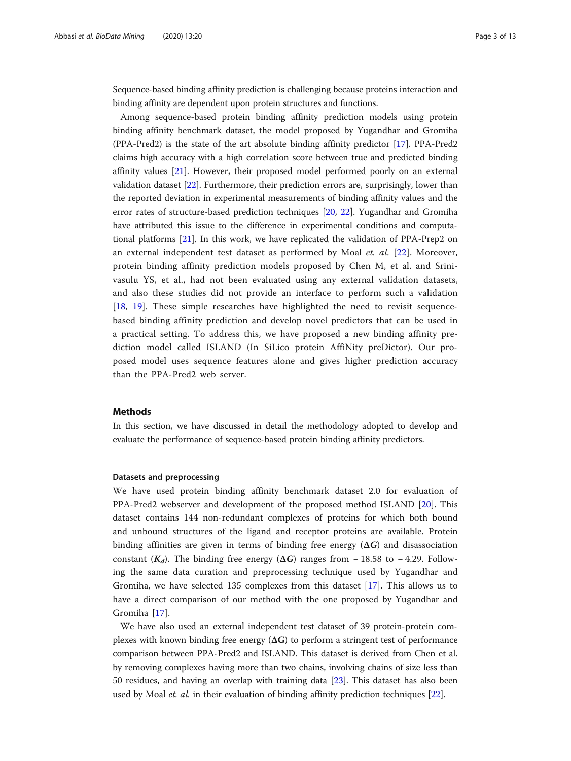Sequence-based binding affinity prediction is challenging because proteins interaction and binding affinity are dependent upon protein structures and functions.

Among sequence-based protein binding affinity prediction models using protein binding affinity benchmark dataset, the model proposed by Yugandhar and Gromiha (PPA-Pred2) is the state of the art absolute binding affinity predictor [17]. PPA-Pred2 claims high accuracy with a high correlation score between true and predicted binding affinity values [21]. However, their proposed model performed poorly on an external validation dataset [22]. Furthermore, their prediction errors are, surprisingly, lower than the reported deviation in experimental measurements of binding affinity values and the error rates of structure-based prediction techniques [20, 22]. Yugandhar and Gromiha have attributed this issue to the difference in experimental conditions and computational platforms [21]. In this work, we have replicated the validation of PPA-Prep2 on an external independent test dataset as performed by Moal *et. al.* [22]. Moreover, protein binding affinity prediction models proposed by Chen M, et al. and Srinivasulu YS, et al., had not been evaluated using any external validation datasets, and also these studies did not provide an interface to perform such a validation [18, 19]. These simple researches have highlighted the need to revisit sequence-based binding affinity prediction and develop novel predictors that can be used in a practical setting. To address this, we have proposed a new binding affinity prediction model called ISLAND (In SiLico protein AffiNity preDictor). Our proposed model uses sequence features alone and gives higher prediction accuracy than the PPA-Pred2 web server.

## Methods

In this section, we have discussed in detail the methodology adopted to develop and evaluate the performance of sequence-based protein binding affinity predictors.

### Datasets and preprocessing

We have used protein binding affinity benchmark dataset 2.0 for evaluation of PPA-Pred2 webserver and development of the proposed method ISLAND [20]. This dataset contains 144 non-redundant complexes of proteins for which both bound and unbound structures of the ligand and receptor proteins are available. Protein binding affinities are given in terms of binding free energy ($\Delta G$) and disassociation constant ($K_d$). The binding free energy ($\Delta G$) ranges from $-18.58$ to $-4.29$. Following the same data curation and preprocessing technique used by Yugandhar and Gromiha, we have selected 135 complexes from this dataset [17]. This allows us to have a direct comparison of our method with the one proposed by Yugandhar and Gromiha [17].

We have also used an external independent test dataset of 39 protein-protein complexes with known binding free energy ($\Delta G$) to perform a stringent test of performance comparison between PPA-Pred2 and ISLAND. This dataset is derived from Chen et al. by removing complexes having more than two chains, involving chains of size less than 50 residues, and having an overlap with training data [23]. This dataset has also been used by Moal *et. al.* in their evaluation of binding affinity prediction techniques [22].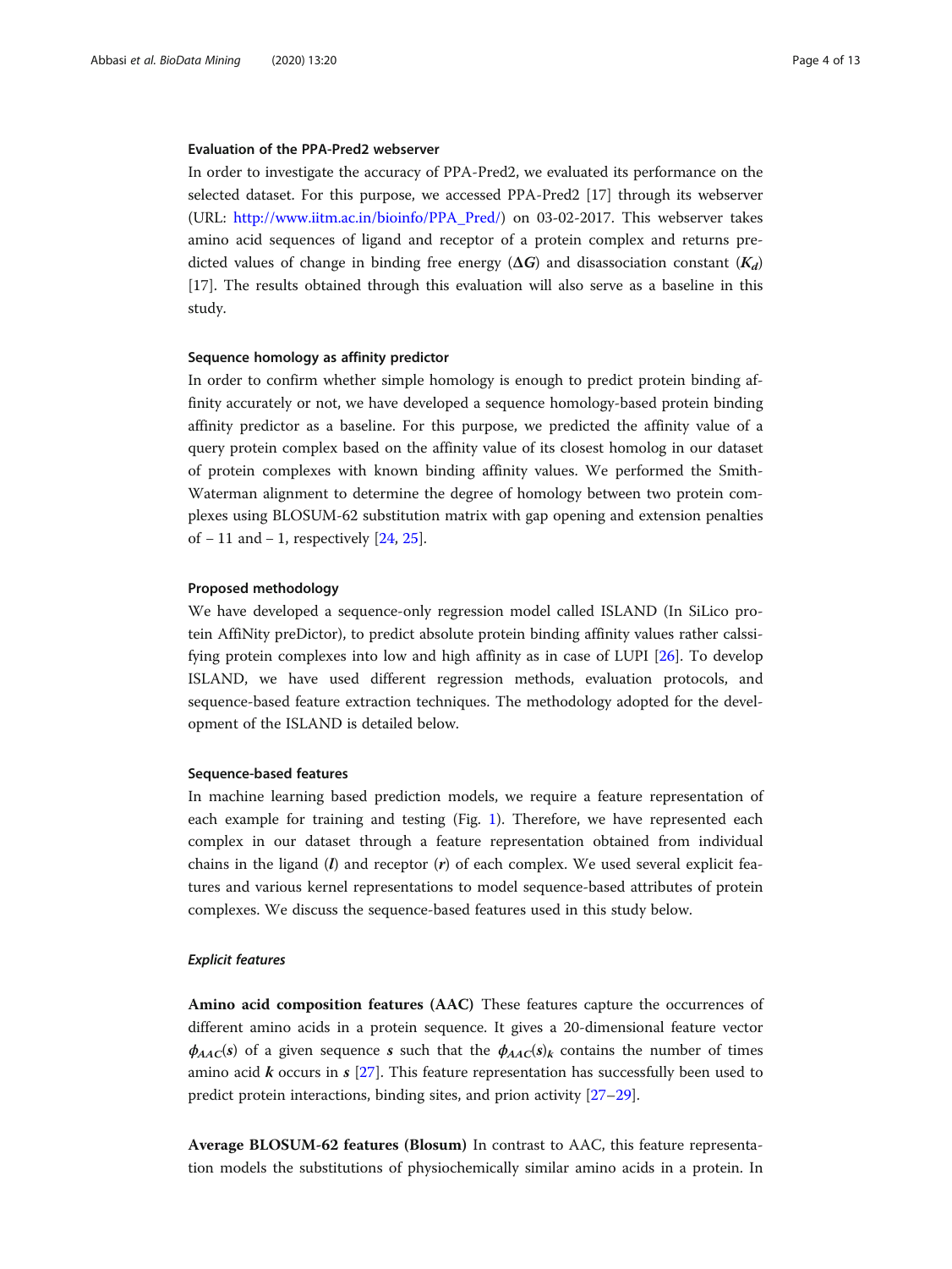### Evaluation of the PPA-Pred2 webserver

In order to investigate the accuracy of PPA-Pred2, we evaluated its performance on the selected dataset. For this purpose, we accessed PPA-Pred2 [17] through its webserver (URL: http://www.iitm.ac.in/bioinfo/PPA_Pred/) on 03-02-2017. This webserver takes amino acid sequences of ligand and receptor of a protein complex and returns predicted values of change in binding free energy ($\Delta G$) and disassociation constant ($K_d$) [17]. The results obtained through this evaluation will also serve as a baseline in this study.

### Sequence homology as affinity predictor

In order to confirm whether simple homology is enough to predict protein binding affinity accurately or not, we have developed a sequence homology-based protein binding affinity predictor as a baseline. For this purpose, we predicted the affinity value of a query protein complex based on the affinity value of its closest homolog in our dataset of protein complexes with known binding affinity values. We performed the Smith-Waterman alignment to determine the degree of homology between two protein complexes using BLOSUM-62 substitution matrix with gap opening and extension penalties of – 11 and – 1, respectively [24, 25].

### Proposed methodology

We have developed a sequence-only regression model called ISLAND (In SiLico protein AffiNity preDictor), to predict absolute protein binding affinity values rather calssifying protein complexes into low and high affinity as in case of LUPI [26]. To develop ISLAND, we have used different regression methods, evaluation protocols, and sequence-based feature extraction techniques. The methodology adopted for the development of the ISLAND is detailed below.

### Sequence-based features

In machine learning based prediction models, we require a feature representation of each example for training and testing (Fig. 1). Therefore, we have represented each complex in our dataset through a feature representation obtained from individual chains in the ligand (***l***) and receptor (***r***) of each complex. We used several explicit features and various kernel representations to model sequence-based attributes of protein complexes. We discuss the sequence-based features used in this study below.

#### *Explicit features*

**Amino acid composition features (AAC)** These features capture the occurrences of different amino acids in a protein sequence. It gives a 20-dimensional feature vector $\boldsymbol{\phi}_{AAC}(\boldsymbol{s})$ of a given sequence $\boldsymbol{s}$ such that the $\boldsymbol{\phi}_{AAC}(\boldsymbol{s})_k$ contains the number of times amino acid $\boldsymbol{k}$ occurs in $\boldsymbol{s}$ [27]. This feature representation has successfully been used to predict protein interactions, binding sites, and prion activity [27–29].

**Average BLOSUM-62 features (Blosum)** In contrast to AAC, this feature representation models the substitutions of physiochemically similar amino acids in a protein. In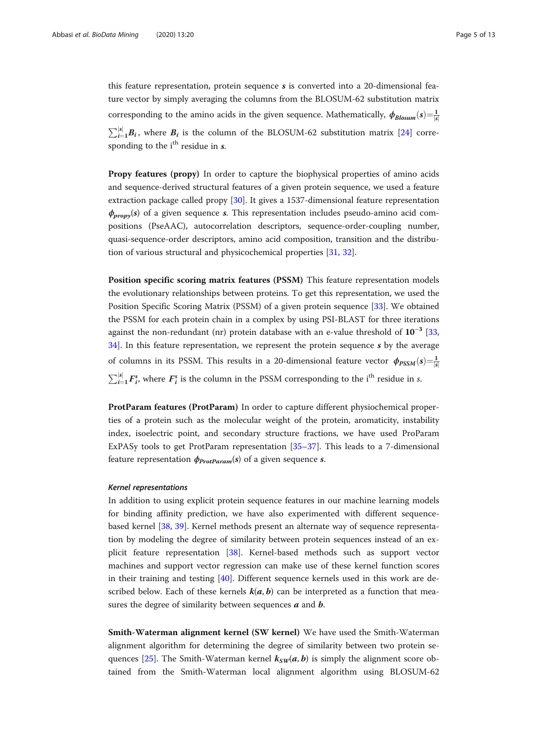this feature representation, protein sequence $\boldsymbol{s}$ is converted into a 20-dimensional feature vector by simply averaging the columns from the BLOSUM-62 substitution matrix corresponding to the amino acids in the given sequence. Mathematically, $\phi_{Blosum}(\boldsymbol{s})=\frac{1}{|s|}\sum_{i=1}^{|s|}\boldsymbol{B}_i$, where $\boldsymbol{B}_i$ is the column of the BLOSUM-62 substitution matrix [24] corresponding to the i$^{th}$ residue in $\boldsymbol{s}$.

**Propy features (propy)** In order to capture the biophysical properties of amino acids and sequence-derived structural features of a given protein sequence, we used a feature extraction package called propy [30]. It gives a 1537-dimensional feature representation $\phi_{propy}(\boldsymbol{s})$ of a given sequence $\boldsymbol{s}$. This representation includes pseudo-amino acid compositions (PseAAC), autocorrelation descriptors, sequence-order-coupling number, quasi-sequence-order descriptors, amino acid composition, transition and the distribution of various structural and physicochemical properties [31, 32].

**Position specific scoring matrix features (PSSM)** This feature representation models the evolutionary relationships between proteins. To get this representation, we used the Position Specific Scoring Matrix (PSSM) of a given protein sequence [33]. We obtained the PSSM for each protein chain in a complex by using PSI-BLAST for three iterations against the non-redundant (nr) protein database with an e-value threshold of $\mathbf{10^{-3}}$ [33, 34]. In this feature representation, we represent the protein sequence $\boldsymbol{s}$ by the average of columns in its PSSM. This results in a 20-dimensional feature vector $\phi_{PSSM}(\boldsymbol{s})=\frac{1}{|s|}\sum_{i=1}^{|s|}\boldsymbol{F}_i^s$, where $\boldsymbol{F}_i^s$ is the column in the PSSM corresponding to the i$^{th}$ residue in $s$.

**ProtParam features (ProtParam)** In order to capture different physiochemical properties of a protein such as the molecular weight of the protein, aromaticity, instability index, isoelectric point, and secondary structure fractions, we have used ProParam ExPASy tools to get ProtParam representation [35–37]. This leads to a 7-dimensional feature representation $\phi_{ProtParam}(\boldsymbol{s})$ of a given sequence $\boldsymbol{s}$.

#### *Kernel representations*

In addition to using explicit protein sequence features in our machine learning models for binding affinity prediction, we have also experimented with different sequence-based kernel [38, 39]. Kernel methods present an alternate way of sequence representation by modeling the degree of similarity between protein sequences instead of an explicit feature representation [38]. Kernel-based methods such as support vector machines and support vector regression can make use of these kernel function scores in their training and testing [40]. Different sequence kernels used in this work are described below. Each of these kernels $\boldsymbol{k}(\boldsymbol{a},\boldsymbol{b})$ can be interpreted as a function that measures the degree of similarity between sequences $\boldsymbol{a}$ and $\boldsymbol{b}$.

**Smith-Waterman alignment kernel (SW kernel)** We have used the Smith-Waterman alignment algorithm for determining the degree of similarity between two protein sequences [25]. The Smith-Waterman kernel $\boldsymbol{k}_{SW}(\boldsymbol{a},\boldsymbol{b})$ is simply the alignment score obtained from the Smith-Waterman local alignment algorithm using BLOSUM-62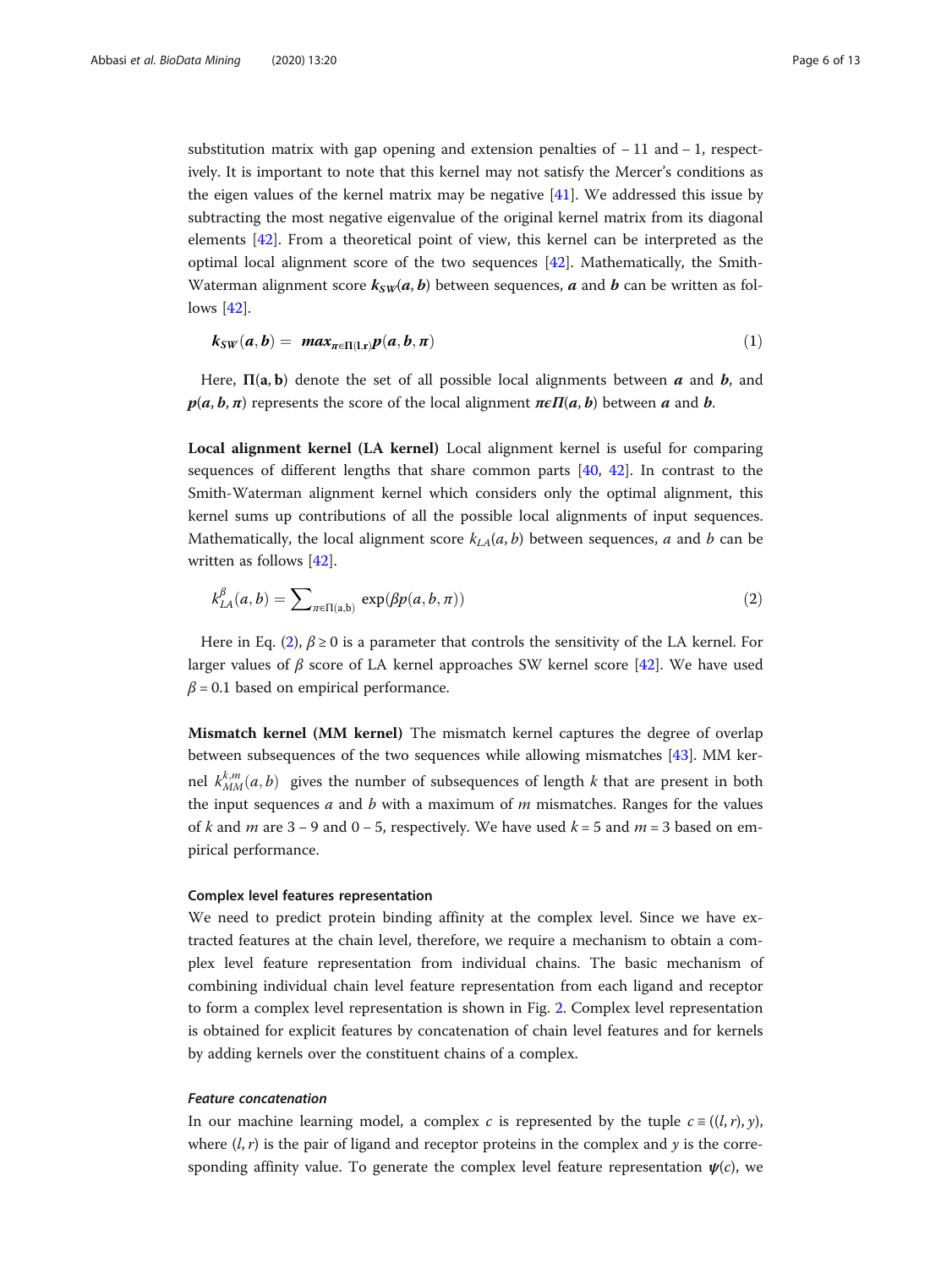substitution matrix with gap opening and extension penalties of – 11 and – 1, respectively. It is important to note that this kernel may not satisfy the Mercer's conditions as the eigen values of the kernel matrix may be negative [41]. We addressed this issue by subtracting the most negative eigenvalue of the original kernel matrix from its diagonal elements [42]. From a theoretical point of view, this kernel can be interpreted as the optimal local alignment score of the two sequences [42]. Mathematically, the Smith-Waterman alignment score $\boldsymbol{k_{SW}(a,b)}$ between sequences, $\boldsymbol{a}$ and $\boldsymbol{b}$ can be written as follows [42].

$$\boldsymbol{k_{SW}(a,b)} = \boldsymbol{max_{\pi \in \Pi(l,r)} p(a,b,\pi)} \tag{1}$$

Here, $\boldsymbol{\Pi(a,b)}$ denote the set of all possible local alignments between $\boldsymbol{a}$ and $\boldsymbol{b}$, and $\boldsymbol{p(a,b,\pi)}$ represents the score of the local alignment $\boldsymbol{\pi \epsilon \Pi(a,b)}$ between $\boldsymbol{a}$ and $\boldsymbol{b}$.

**Local alignment kernel (LA kernel)** Local alignment kernel is useful for comparing sequences of different lengths that share common parts [40, 42]. In contrast to the Smith-Waterman alignment kernel which considers only the optimal alignment, this kernel sums up contributions of all the possible local alignments of input sequences. Mathematically, the local alignment score $k_{LA}(a,b)$ between sequences, $a$ and $b$ can be written as follows [42].

$$k_{LA}^{\beta}(a,b) = \sum_{\pi \in \Pi(a,b)} \exp(\beta p(a,b,\pi)) \tag{2}$$

Here in Eq. (2), $\beta \geq 0$ is a parameter that controls the sensitivity of the LA kernel. For larger values of $\beta$ score of LA kernel approaches SW kernel score [42]. We have used $\beta = 0.1$ based on empirical performance.

**Mismatch kernel (MM kernel)** The mismatch kernel captures the degree of overlap between subsequences of the two sequences while allowing mismatches [43]. MM kernel $k_{MM}^{k,m}(a,b)$ gives the number of subsequences of length $k$ that are present in both the input sequences $a$ and $b$ with a maximum of $m$ mismatches. Ranges for the values of $k$ and $m$ are 3 – 9 and 0 – 5, respectively. We have used $k = 5$ and $m = 3$ based on empirical performance.

### Complex level features representation

We need to predict protein binding affinity at the complex level. Since we have extracted features at the chain level, therefore, we require a mechanism to obtain a complex level feature representation from individual chains. The basic mechanism of combining individual chain level feature representation from each ligand and receptor to form a complex level representation is shown in Fig. 2. Complex level representation is obtained for explicit features by concatenation of chain level features and for kernels by adding kernels over the constituent chains of a complex.

#### *Feature concatenation*

In our machine learning model, a complex $c$ is represented by the tuple $c \equiv ((l,r),y)$, where $(l,r)$ is the pair of ligand and receptor proteins in the complex and $y$ is the corresponding affinity value. To generate the complex level feature representation $\boldsymbol{\psi}(c)$, we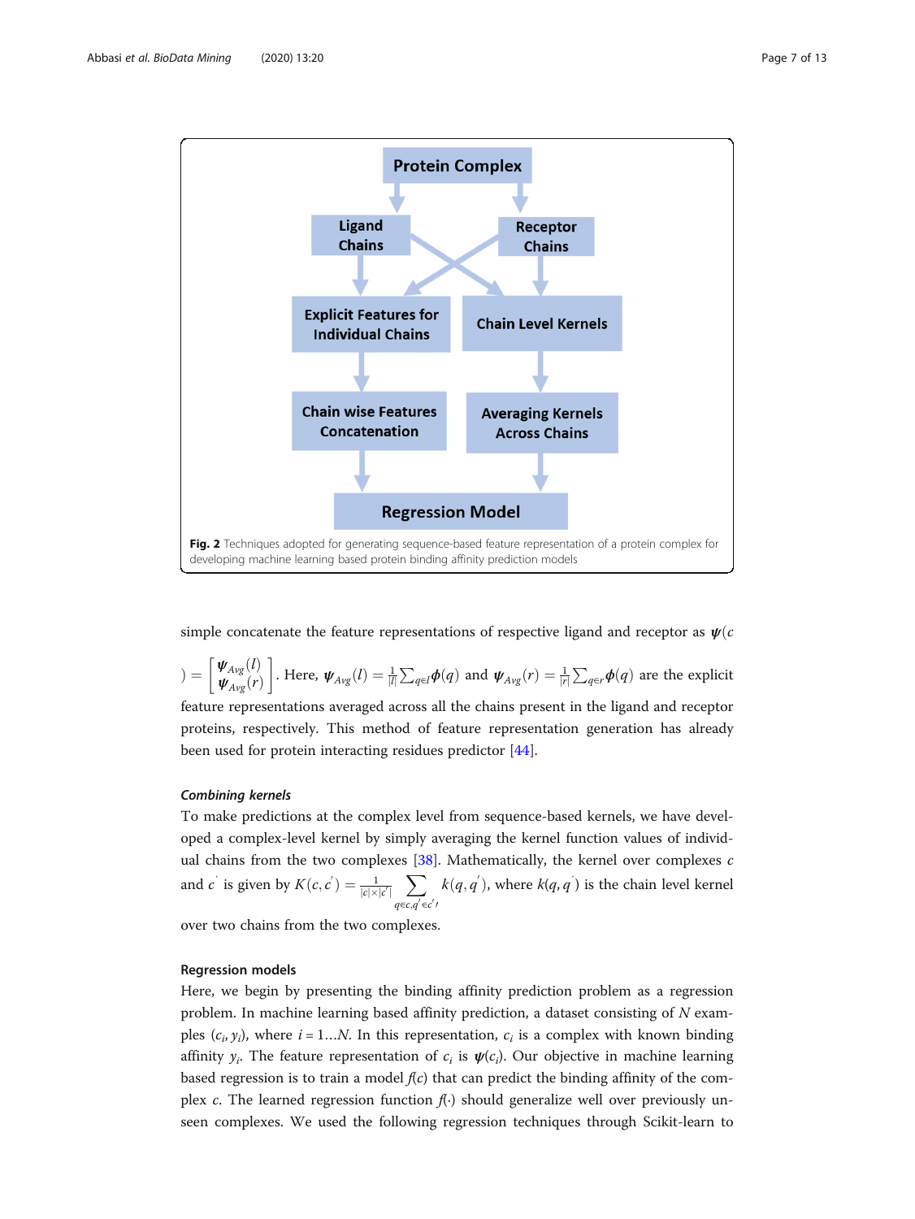**Fig. 2** Techniques adopted for generating sequence-based feature representation of a protein complex for developing machine learning based protein binding affinity prediction models

simple concatenate the feature representations of respective ligand and receptor as $\boldsymbol{\psi}(c) = \begin{bmatrix} \boldsymbol{\psi}_{Avg}(l) \\ \boldsymbol{\psi}_{Avg}(r) \end{bmatrix}$. Here, $\boldsymbol{\psi}_{Avg}(l) = \frac{1}{|l|}\sum_{q \in l}\boldsymbol{\phi}(q)$ and $\boldsymbol{\psi}_{Avg}(r) = \frac{1}{|r|}\sum_{q \in r}\boldsymbol{\phi}(q)$ are the explicit feature representations averaged across all the chains present in the ligand and receptor proteins, respectively. This method of feature representation generation has already been used for protein interacting residues predictor [44].

#### *Combining kernels*

To make predictions at the complex level from sequence-based kernels, we have developed a complex-level kernel by simply averaging the kernel function values of individual chains from the two complexes [38]. Mathematically, the kernel over complexes $c$ and $c'$ is given by $K(c, c') = \frac{1}{|c| \times |c'|}\sum_{q \in c, q' \in c'} k(q, q')$, where $k(q, q')$ is the chain level kernel over two chains from the two complexes.

#### Regression models

Here, we begin by presenting the binding affinity prediction problem as a regression problem. In machine learning based affinity prediction, a dataset consisting of $N$ examples $(c_i, y_i)$, where $i = 1 \ldots N$. In this representation, $c_i$ is a complex with known binding affinity $y_i$. The feature representation of $c_i$ is $\boldsymbol{\psi}(c_i)$. Our objective in machine learning based regression is to train a model $f(c)$ that can predict the binding affinity of the complex $c$. The learned regression function $f(\cdot)$ should generalize well over previously unseen complexes. We used the following regression techniques through Scikit-learn to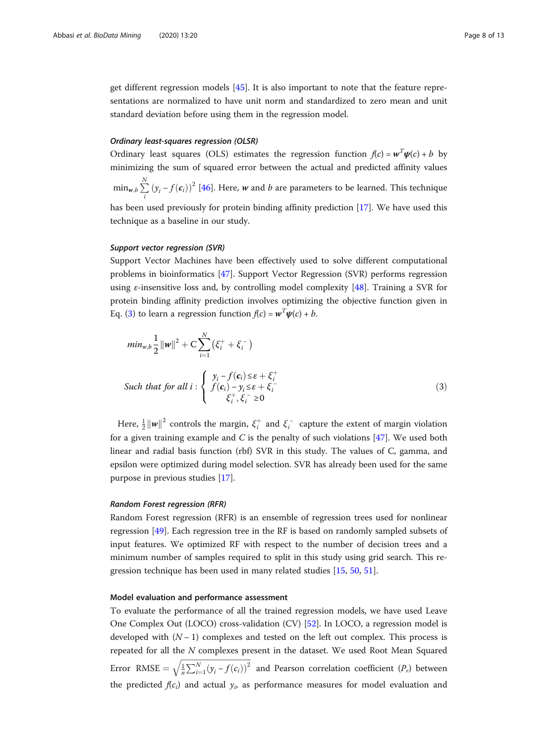get different regression models [45]. It is also important to note that the feature representations are normalized to have unit norm and standardized to zero mean and unit standard deviation before using them in the regression model.

#### *Ordinary least-squares regression (OLSR)*

Ordinary least squares (OLS) estimates the regression function $f(c) = \boldsymbol{w}^T\boldsymbol{\psi}(c) + b$ by minimizing the sum of squared error between the actual and predicted affinity values $\min_{\boldsymbol{w},b} \sum_{i}^{N} (y_i - f(\boldsymbol{c}_i))^2$ [46]. Here, $\boldsymbol{w}$ and $b$ are parameters to be learned. This technique has been used previously for protein binding affinity prediction [17]. We have used this technique as a baseline in our study.

#### *Support vector regression (SVR)*

Support Vector Machines have been effectively used to solve different computational problems in bioinformatics [47]. Support Vector Regression (SVR) performs regression using $\varepsilon$-insensitive loss and, by controlling model complexity [48]. Training a SVR for protein binding affinity prediction involves optimizing the objective function given in Eq. (3) to learn a regression function $f(c) = \boldsymbol{w}^T\boldsymbol{\psi}(c) + b$.

$$
min_{\boldsymbol{w},b} \frac{1}{2}\|\boldsymbol{w}\|^2 + C\sum_{i=1}^{N}\left(\xi_i^+ + \xi_i^-\right)
$$

$$
Such\ that\ for\ all\ i : \begin{cases} y_i - f(\boldsymbol{c}_i) \leq \varepsilon + \xi_i^+ \\ f(\boldsymbol{c}_i) - y_i \leq \varepsilon + \xi_i^- \\ \xi_i^+, \xi_i^- \geq 0 \end{cases} \tag{3}
$$

Here, $\frac{1}{2}\|\boldsymbol{w}\|^2$ controls the margin, $\xi_i^+$ and $\xi_i^-$ capture the extent of margin violation for a given training example and $C$ is the penalty of such violations [47]. We used both linear and radial basis function (rbf) SVR in this study. The values of C, gamma, and epsilon were optimized during model selection. SVR has already been used for the same purpose in previous studies [17].

#### *Random Forest regression (RFR)*

Random Forest regression (RFR) is an ensemble of regression trees used for nonlinear regression [49]. Each regression tree in the RF is based on randomly sampled subsets of input features. We optimized RF with respect to the number of decision trees and a minimum number of samples required to split in this study using grid search. This regression technique has been used in many related studies [15, 50, 51].

### Model evaluation and performance assessment

To evaluate the performance of all the trained regression models, we have used Leave One Complex Out (LOCO) cross-validation (CV) [52]. In LOCO, a regression model is developed with $(N - 1)$ complexes and tested on the left out complex. This process is repeated for all the $N$ complexes present in the dataset. We used Root Mean Squared Error $\text{RMSE} = \sqrt{\frac{1}{n}\sum_{i=1}^{N}(y_i - f(c_i))^2}$ and Pearson correlation coefficient ($P_r$) between the predicted $f(c_i)$ and actual $y_i$, as performance measures for model evaluation and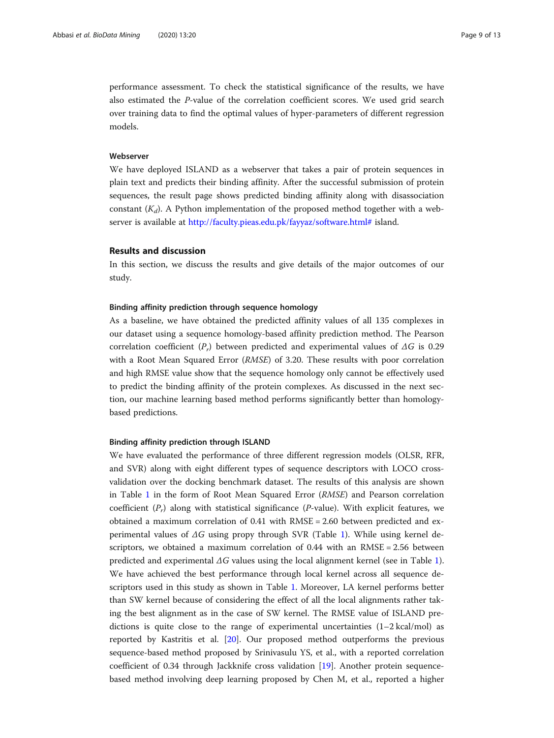performance assessment. To check the statistical significance of the results, we have also estimated the *P*-value of the correlation coefficient scores. We used grid search over training data to find the optimal values of hyper-parameters of different regression models.

### Webserver

We have deployed ISLAND as a webserver that takes a pair of protein sequences in plain text and predicts their binding affinity. After the successful submission of protein sequences, the result page shows predicted binding affinity along with disassociation constant ($K_d$). A Python implementation of the proposed method together with a webserver is available at http://faculty.pieas.edu.pk/fayyaz/software.html# island.

## Results and discussion

In this section, we discuss the results and give details of the major outcomes of our study.

### Binding affinity prediction through sequence homology

As a baseline, we have obtained the predicted affinity values of all 135 complexes in our dataset using a sequence homology-based affinity prediction method. The Pearson correlation coefficient ($P_r$) between predicted and experimental values of $\Delta G$ is 0.29 with a Root Mean Squared Error (*RMSE*) of 3.20. These results with poor correlation and high RMSE value show that the sequence homology only cannot be effectively used to predict the binding affinity of the protein complexes. As discussed in the next section, our machine learning based method performs significantly better than homology-based predictions.

### Binding affinity prediction through ISLAND

We have evaluated the performance of three different regression models (OLSR, RFR, and SVR) along with eight different types of sequence descriptors with LOCO cross-validation over the docking benchmark dataset. The results of this analysis are shown in Table 1 in the form of Root Mean Squared Error (*RMSE*) and Pearson correlation coefficient ($P_r$) along with statistical significance (*P*-value). With explicit features, we obtained a maximum correlation of 0.41 with RMSE = 2.60 between predicted and experimental values of $\Delta G$ using propy through SVR (Table 1). While using kernel descriptors, we obtained a maximum correlation of 0.44 with an RMSE = 2.56 between predicted and experimental $\Delta G$ values using the local alignment kernel (see in Table 1). We have achieved the best performance through local kernel across all sequence descriptors used in this study as shown in Table 1. Moreover, LA kernel performs better than SW kernel because of considering the effect of all the local alignments rather taking the best alignment as in the case of SW kernel. The RMSE value of ISLAND predictions is quite close to the range of experimental uncertainties (1–2 kcal/mol) as reported by Kastritis et al. [20]. Our proposed method outperforms the previous sequence-based method proposed by Srinivasulu YS, et al., with a reported correlation coefficient of 0.34 through Jackknife cross validation [19]. Another protein sequence-based method involving deep learning proposed by Chen M, et al., reported a higher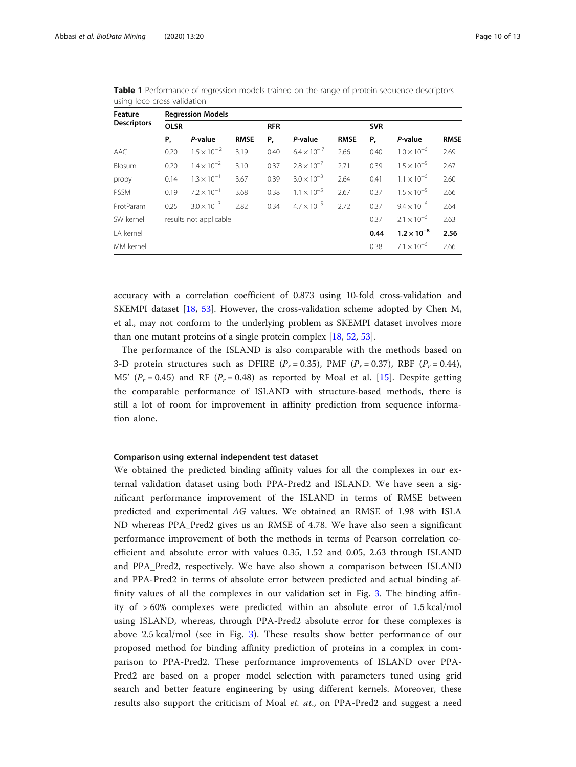**Table 1** Performance of regression models trained on the range of protein sequence descriptors using loco cross validation

| Feature Descriptors | Regression Models | | | | | | | | |
|---|---|---|---|---|---|---|---|---|---|
| | OLSR | | | RFR | | | SVR | | |
| | $P_r$ | *P*-value | RMSE | $P_r$ | *P*-value | RMSE | $P_r$ | *P*-value | RMSE |
| AAC | 0.20 | $1.5 \times 10^{-2}$ | 3.19 | 0.40 | $6.4 \times 10^{-7}$ | 2.66 | 0.40 | $1.0 \times 10^{-6}$ | 2.69 |
| Blosum | 0.20 | $1.4 \times 10^{-2}$ | 3.10 | 0.37 | $2.8 \times 10^{-7}$ | 2.71 | 0.39 | $1.5 \times 10^{-5}$ | 2.67 |
| propy | 0.14 | $1.3 \times 10^{-1}$ | 3.67 | 0.39 | $3.0 \times 10^{-3}$ | 2.64 | 0.41 | $1.1 \times 10^{-6}$ | 2.60 |
| PSSM | 0.19 | $7.2 \times 10^{-1}$ | 3.68 | 0.38 | $1.1 \times 10^{-5}$ | 2.67 | 0.37 | $1.5 \times 10^{-5}$ | 2.66 |
| ProtParam | 0.25 | $3.0 \times 10^{-3}$ | 2.82 | 0.34 | $4.7 \times 10^{-5}$ | 2.72 | 0.37 | $9.4 \times 10^{-6}$ | 2.64 |
| SW kernel | results not applicable | | | | | | 0.37 | $2.1 \times 10^{-6}$ | 2.63 |
| LA kernel | | | | | | | **0.44** | $\mathbf{1.2 \times 10^{-8}}$ | **2.56** |
| MM kernel | | | | | | | 0.38 | $7.1 \times 10^{-6}$ | 2.66 |

accuracy with a correlation coefficient of 0.873 using 10-fold cross-validation and SKEMPI dataset [18, 53]. However, the cross-validation scheme adopted by Chen M, et al., may not conform to the underlying problem as SKEMPI dataset involves more than one mutant proteins of a single protein complex [18, 52, 53].

The performance of the ISLAND is also comparable with the methods based on 3-D protein structures such as DFIRE ($P_r = 0.35$), PMF ($P_r = 0.37$), RBF ($P_r = 0.44$), M5' ($P_r = 0.45$) and RF ($P_r = 0.48$) as reported by Moal et al. [15]. Despite getting the comparable performance of ISLAND with structure-based methods, there is still a lot of room for improvement in affinity prediction from sequence information alone.

### Comparison using external independent test dataset

We obtained the predicted binding affinity values for all the complexes in our external validation dataset using both PPA-Pred2 and ISLAND. We have seen a significant performance improvement of the ISLAND in terms of RMSE between predicted and experimental $\Delta G$ values. We obtained an RMSE of 1.98 with ISLAND whereas PPA_Pred2 gives us an RMSE of 4.78. We have also seen a significant performance improvement of both the methods in terms of Pearson correlation coefficient and absolute error with values 0.35, 1.52 and 0.05, 2.63 through ISLAND and PPA_Pred2, respectively. We have also shown a comparison between ISLAND and PPA-Pred2 in terms of absolute error between predicted and actual binding affinity values of all the complexes in our validation set in Fig. 3. The binding affinity of > 60% complexes were predicted within an absolute error of 1.5 kcal/mol using ISLAND, whereas, through PPA-Pred2 absolute error for these complexes is above 2.5 kcal/mol (see in Fig. 3). These results show better performance of our proposed method for binding affinity prediction of proteins in a complex in comparison to PPA-Pred2. These performance improvements of ISLAND over PPA-Pred2 are based on a proper model selection with parameters tuned using grid search and better feature engineering by using different kernels. Moreover, these results also support the criticism of Moal *et. at.*, on PPA-Pred2 and suggest a need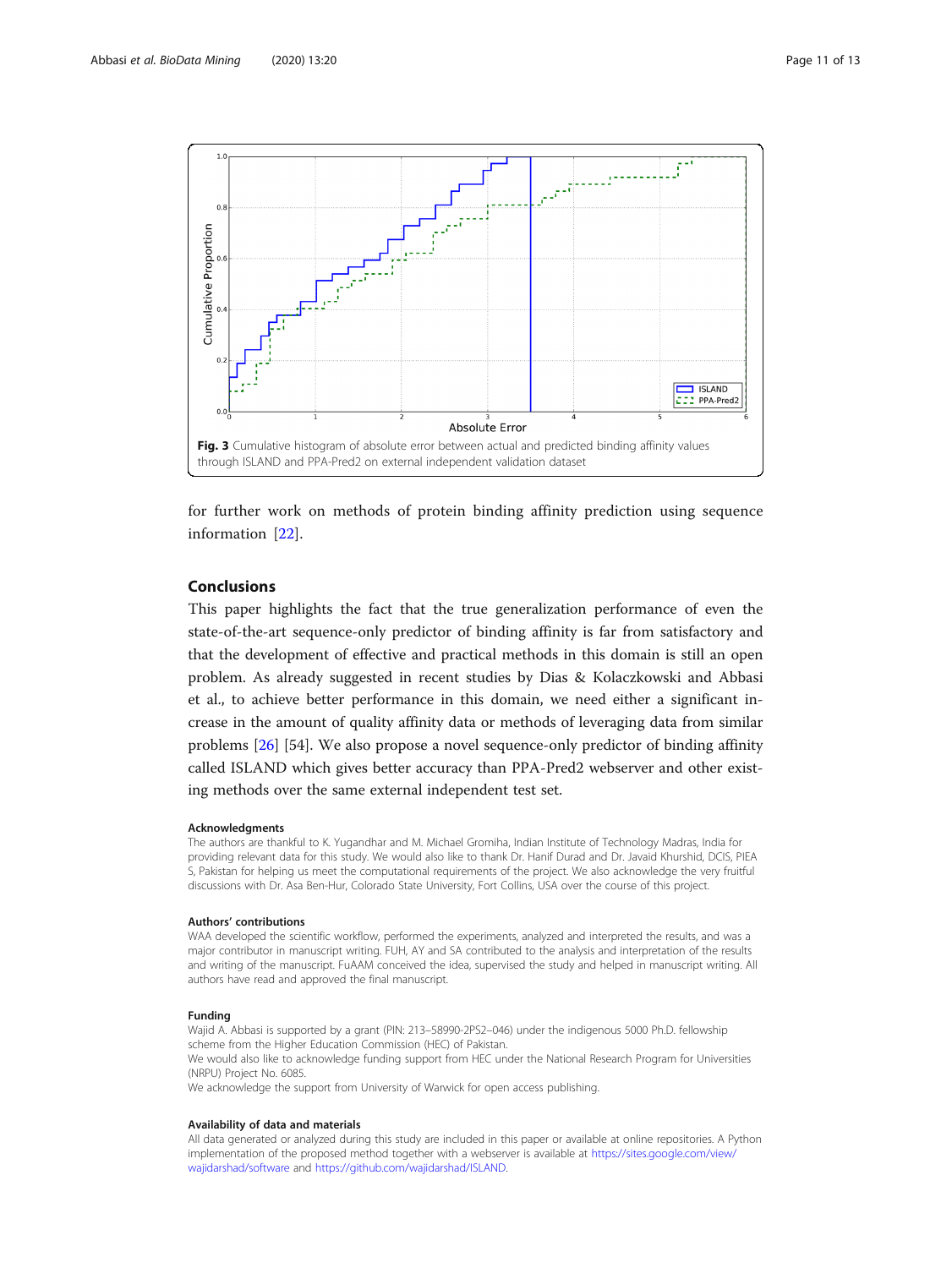1.0
0.8
0.6
0.4
0.2
0.0
Cumulative Proportion
0
1
2
3
4
5
6
Absolute Error
ISLAND
PPA-Pred2

**Fig. 3** Cumulative histogram of absolute error between actual and predicted binding affinity values through ISLAND and PPA-Pred2 on external independent validation dataset

for further work on methods of protein binding affinity prediction using sequence information [22].

## Conclusions

This paper highlights the fact that the true generalization performance of even the state-of-the-art sequence-only predictor of binding affinity is far from satisfactory and that the development of effective and practical methods in this domain is still an open problem. As already suggested in recent studies by Dias & Kolaczkowski and Abbasi et al., to achieve better performance in this domain, we need either a significant increase in the amount of quality affinity data or methods of leveraging data from similar problems [26] [54]. We also propose a novel sequence-only predictor of binding affinity called ISLAND which gives better accuracy than PPA-Pred2 webserver and other existing methods over the same external independent test set.

### Acknowledgments

The authors are thankful to K. Yugandhar and M. Michael Gromiha, Indian Institute of Technology Madras, India for providing relevant data for this study. We would also like to thank Dr. Hanif Durad and Dr. Javaid Khurshid, DCIS, PIEAS, Pakistan for helping us meet the computational requirements of the project. We also acknowledge the very fruitful discussions with Dr. Asa Ben-Hur, Colorado State University, Fort Collins, USA over the course of this project.

### Authors' contributions

WAA developed the scientific workflow, performed the experiments, analyzed and interpreted the results, and was a major contributor in manuscript writing. FUH, AY and SA contributed to the analysis and interpretation of the results and writing of the manuscript. FuAAM conceived the idea, supervised the study and helped in manuscript writing. All authors have read and approved the final manuscript.

### Funding

Wajid A. Abbasi is supported by a grant (PIN: 213–58990-2PS2–046) under the indigenous 5000 Ph.D. fellowship scheme from the Higher Education Commission (HEC) of Pakistan.
We would also like to acknowledge funding support from HEC under the National Research Program for Universities (NRPU) Project No. 6085.
We acknowledge the support from University of Warwick for open access publishing.

### Availability of data and materials

All data generated or analyzed during this study are included in this paper or available at online repositories. A Python implementation of the proposed method together with a webserver is available at https://sites.google.com/view/wajidarshad/software and https://github.com/wajidarshad/ISLAND.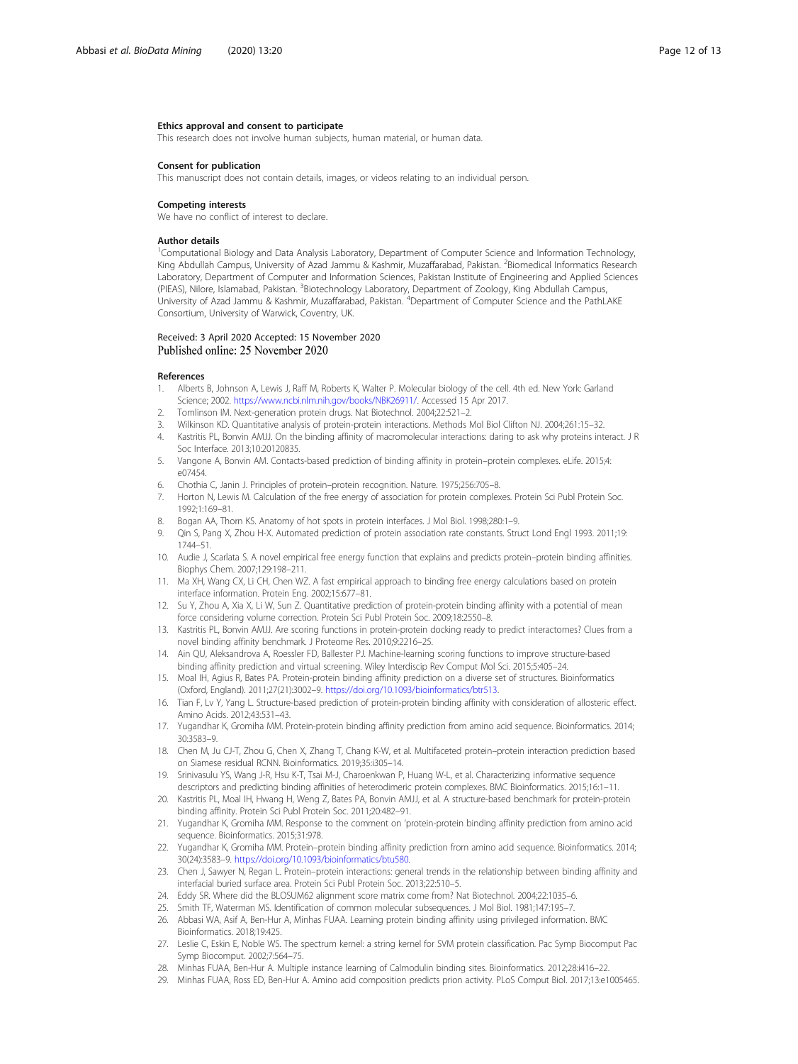### Ethics approval and consent to participate

This research does not involve human subjects, human material, or human data.

### Consent for publication

This manuscript does not contain details, images, or videos relating to an individual person.

### Competing interests

We have no conflict of interest to declare.

### Author details

[1]Computational Biology and Data Analysis Laboratory, Department of Computer Science and Information Technology, King Abdullah Campus, University of Azad Jammu & Kashmir, Muzaffarabad, Pakistan. [2]Biomedical Informatics Research Laboratory, Department of Computer and Information Sciences, Pakistan Institute of Engineering and Applied Sciences (PIEAS), Nilore, Islamabad, Pakistan. [3]Biotechnology Laboratory, Department of Zoology, King Abdullah Campus, University of Azad Jammu & Kashmir, Muzaffarabad, Pakistan. [4]Department of Computer Science and the PathLAKE Consortium, University of Warwick, Coventry, UK.

Received: 3 April 2020 Accepted: 15 November 2020
Published online: 25 November 2020

### References

1. Alberts B, Johnson A, Lewis J, Raff M, Roberts K, Walter P. Molecular biology of the cell. 4th ed. New York: Garland Science; 2002. https://www.ncbi.nlm.nih.gov/books/NBK26911/. Accessed 15 Apr 2017.
2. Tomlinson IM. Next-generation protein drugs. Nat Biotechnol. 2004;22:521–2.
3. Wilkinson KD. Quantitative analysis of protein-protein interactions. Methods Mol Biol Clifton NJ. 2004;261:15–32.
4. Kastritis PL, Bonvin AMJJ. On the binding affinity of macromolecular interactions: daring to ask why proteins interact. J R Soc Interface. 2013;10:20120835.
5. Vangone A, Bonvin AM. Contacts-based prediction of binding affinity in protein–protein complexes. eLife. 2015;4: e07454.
6. Chothia C, Janin J. Principles of protein–protein recognition. Nature. 1975;256:705–8.
7. Horton N, Lewis M. Calculation of the free energy of association for protein complexes. Protein Sci Publ Protein Soc. 1992;1:169–81.
8. Bogan AA, Thorn KS. Anatomy of hot spots in protein interfaces. J Mol Biol. 1998;280:1–9.
9. Qin S, Pang X, Zhou H-X. Automated prediction of protein association rate constants. Struct Lond Engl 1993. 2011;19: 1744–51.
10. Audie J, Scarlata S. A novel empirical free energy function that explains and predicts protein–protein binding affinities. Biophys Chem. 2007;129:198–211.
11. Ma XH, Wang CX, Li CH, Chen WZ. A fast empirical approach to binding free energy calculations based on protein interface information. Protein Eng. 2002;15:677–81.
12. Su Y, Zhou A, Xia X, Li W, Sun Z. Quantitative prediction of protein-protein binding affinity with a potential of mean force considering volume correction. Protein Sci Publ Protein Soc. 2009;18:2550–8.
13. Kastritis PL, Bonvin AMJJ. Are scoring functions in protein-protein docking ready to predict interactomes? Clues from a novel binding affinity benchmark. J Proteome Res. 2010;9:2216–25.
14. Ain QU, Aleksandrova A, Roessler FD, Ballester PJ. Machine-learning scoring functions to improve structure-based binding affinity prediction and virtual screening. Wiley Interdiscip Rev Comput Mol Sci. 2015;5:405–24.
15. Moal IH, Agius R, Bates PA. Protein-protein binding affinity prediction on a diverse set of structures. Bioinformatics (Oxford, England). 2011;27(21):3002–9. https://doi.org/10.1093/bioinformatics/btr513.
16. Tian F, Lv Y, Yang L. Structure-based prediction of protein-protein binding affinity with consideration of allosteric effect. Amino Acids. 2012;43:531–43.
17. Yugandhar K, Gromiha MM. Protein-protein binding affinity prediction from amino acid sequence. Bioinformatics. 2014; 30:3583–9.
18. Chen M, Ju CJ-T, Zhou G, Chen X, Zhang T, Chang K-W, et al. Multifaceted protein–protein interaction prediction based on Siamese residual RCNN. Bioinformatics. 2019;35:i305–14.
19. Srinivasulu YS, Wang J-R, Hsu K-T, Tsai M-J, Charoenkwan P, Huang W-L, et al. Characterizing informative sequence descriptors and predicting binding affinities of heterodimeric protein complexes. BMC Bioinformatics. 2015;16:1–11.
20. Kastritis PL, Moal IH, Hwang H, Weng Z, Bates PA, Bonvin AMJJ, et al. A structure-based benchmark for protein-protein binding affinity. Protein Sci Publ Protein Soc. 2011;20:482–91.
21. Yugandhar K, Gromiha MM. Response to the comment on 'protein-protein binding affinity prediction from amino acid sequence. Bioinformatics. 2015;31:978.
22. Yugandhar K, Gromiha MM. Protein–protein binding affinity prediction from amino acid sequence. Bioinformatics. 2014; 30(24):3583–9. https://doi.org/10.1093/bioinformatics/btu580.
23. Chen J, Sawyer N, Regan L. Protein–protein interactions: general trends in the relationship between binding affinity and interfacial buried surface area. Protein Sci Publ Protein Soc. 2013;22:510–5.
24. Eddy SR. Where did the BLOSUM62 alignment score matrix come from? Nat Biotechnol. 2004;22:1035–6.
25. Smith TF, Waterman MS. Identification of common molecular subsequences. J Mol Biol. 1981;147:195–7.
26. Abbasi WA, Asif A, Ben-Hur A, Minhas FUAA. Learning protein binding affinity using privileged information. BMC Bioinformatics. 2018;19:425.
27. Leslie C, Eskin E, Noble WS. The spectrum kernel: a string kernel for SVM protein classification. Pac Symp Biocomput Pac Symp Biocomput. 2002;7:564–75.
28. Minhas FUAA, Ben-Hur A. Multiple instance learning of Calmodulin binding sites. Bioinformatics. 2012;28:i416–22.
29. Minhas FUAA, Ross ED, Ben-Hur A. Amino acid composition predicts prion activity. PLoS Comput Biol. 2017;13:e1005465.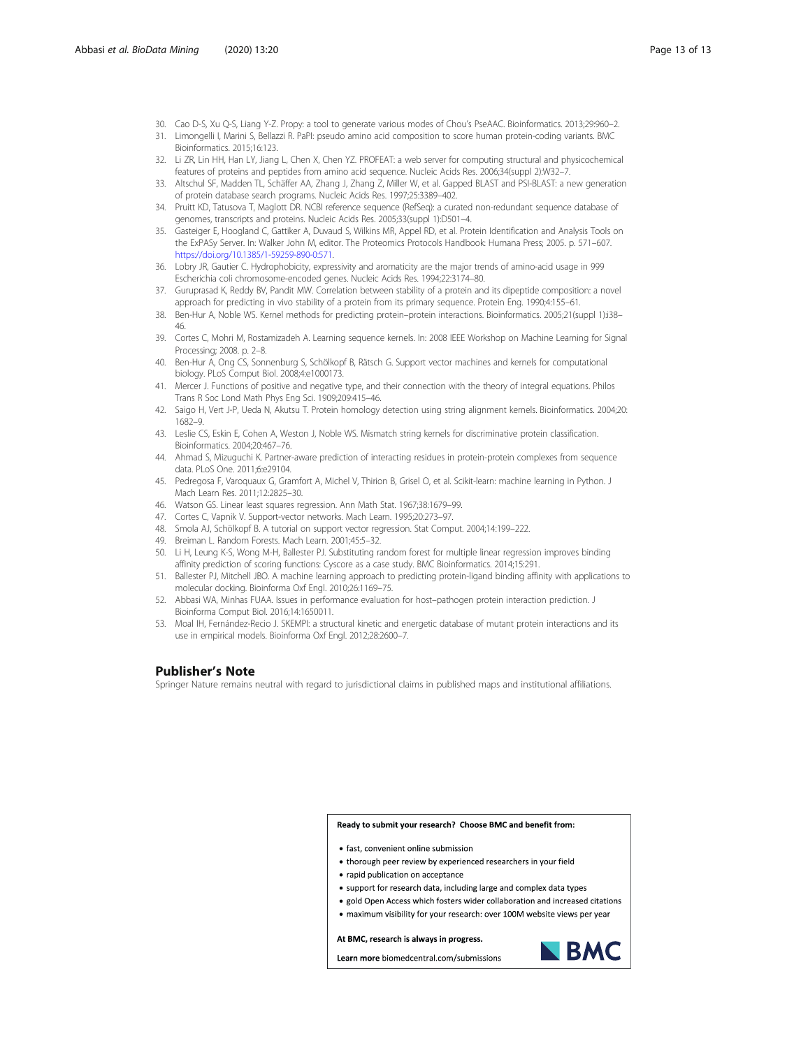30. Cao D-S, Xu Q-S, Liang Y-Z. Propy: a tool to generate various modes of Chou's PseAAC. Bioinformatics. 2013;29:960–2.
31. Limongelli I, Marini S, Bellazzi R. PaPI: pseudo amino acid composition to score human protein-coding variants. BMC Bioinformatics. 2015;16:123.
32. Li ZR, Lin HH, Han LY, Jiang L, Chen X, Chen YZ. PROFEAT: a web server for computing structural and physicochemical features of proteins and peptides from amino acid sequence. Nucleic Acids Res. 2006;34(suppl 2):W32–7.
33. Altschul SF, Madden TL, Schäffer AA, Zhang J, Zhang Z, Miller W, et al. Gapped BLAST and PSI-BLAST: a new generation of protein database search programs. Nucleic Acids Res. 1997;25:3389–402.
34. Pruitt KD, Tatusova T, Maglott DR. NCBI reference sequence (RefSeq): a curated non-redundant sequence database of genomes, transcripts and proteins. Nucleic Acids Res. 2005;33(suppl 1):D501–4.
35. Gasteiger E, Hoogland C, Gattiker A, Duvaud S, Wilkins MR, Appel RD, et al. Protein Identification and Analysis Tools on the ExPASy Server. In: Walker John M, editor. The Proteomics Protocols Handbook: Humana Press; 2005. p. 571–607. https://doi.org/10.1385/1-59259-890-0:571.
36. Lobry JR, Gautier C. Hydrophobicity, expressivity and aromaticity are the major trends of amino-acid usage in 999 Escherichia coli chromosome-encoded genes. Nucleic Acids Res. 1994;22:3174–80.
37. Guruprasad K, Reddy BV, Pandit MW. Correlation between stability of a protein and its dipeptide composition: a novel approach for predicting in vivo stability of a protein from its primary sequence. Protein Eng. 1990;4:155–61.
38. Ben-Hur A, Noble WS. Kernel methods for predicting protein–protein interactions. Bioinformatics. 2005;21(suppl 1):i38–46.
39. Cortes C, Mohri M, Rostamizadeh A. Learning sequence kernels. In: 2008 IEEE Workshop on Machine Learning for Signal Processing; 2008. p. 2–8.
40. Ben-Hur A, Ong CS, Sonnenburg S, Schölkopf B, Rätsch G. Support vector machines and kernels for computational biology. PLoS Comput Biol. 2008;4:e1000173.
41. Mercer J. Functions of positive and negative type, and their connection with the theory of integral equations. Philos Trans R Soc Lond Math Phys Eng Sci. 1909;209:415–46.
42. Saigo H, Vert J-P, Ueda N, Akutsu T. Protein homology detection using string alignment kernels. Bioinformatics. 2004;20:1682–9.
43. Leslie CS, Eskin E, Cohen A, Weston J, Noble WS. Mismatch string kernels for discriminative protein classification. Bioinformatics. 2004;20:467–76.
44. Ahmad S, Mizuguchi K. Partner-aware prediction of interacting residues in protein-protein complexes from sequence data. PLoS One. 2011;6:e29104.
45. Pedregosa F, Varoquaux G, Gramfort A, Michel V, Thirion B, Grisel O, et al. Scikit-learn: machine learning in Python. J Mach Learn Res. 2011;12:2825–30.
46. Watson GS. Linear least squares regression. Ann Math Stat. 1967;38:1679–99.
47. Cortes C, Vapnik V. Support-vector networks. Mach Learn. 1995;20:273–97.
48. Smola AJ, Schölkopf B. A tutorial on support vector regression. Stat Comput. 2004;14:199–222.
49. Breiman L. Random Forests. Mach Learn. 2001;45:5–32.
50. Li H, Leung K-S, Wong M-H, Ballester PJ. Substituting random forest for multiple linear regression improves binding affinity prediction of scoring functions: Cyscore as a case study. BMC Bioinformatics. 2014;15:291.
51. Ballester PJ, Mitchell JBO. A machine learning approach to predicting protein-ligand binding affinity with applications to molecular docking. Bioinforma Oxf Engl. 2010;26:1169–75.
52. Abbasi WA, Minhas FUAA. Issues in performance evaluation for host–pathogen protein interaction prediction. J Bioinforma Comput Biol. 2016;14:1650011.
53. Moal IH, Fernández-Recio J. SKEMPI: a structural kinetic and energetic database of mutant protein interactions and its use in empirical models. Bioinforma Oxf Engl. 2012;28:2600–7.

## Publisher's Note

Springer Nature remains neutral with regard to jurisdictional claims in published maps and institutional affiliations.

**Ready to submit your research? Choose BMC and benefit from:**

- fast, convenient online submission
- thorough peer review by experienced researchers in your field
- rapid publication on acceptance
- support for research data, including large and complex data types
- gold Open Access which fosters wider collaboration and increased citations
- maximum visibility for your research: over 100M website views per year

**At BMC, research is always in progress.**

**Learn more** biomedcentral.com/submissions

BMC